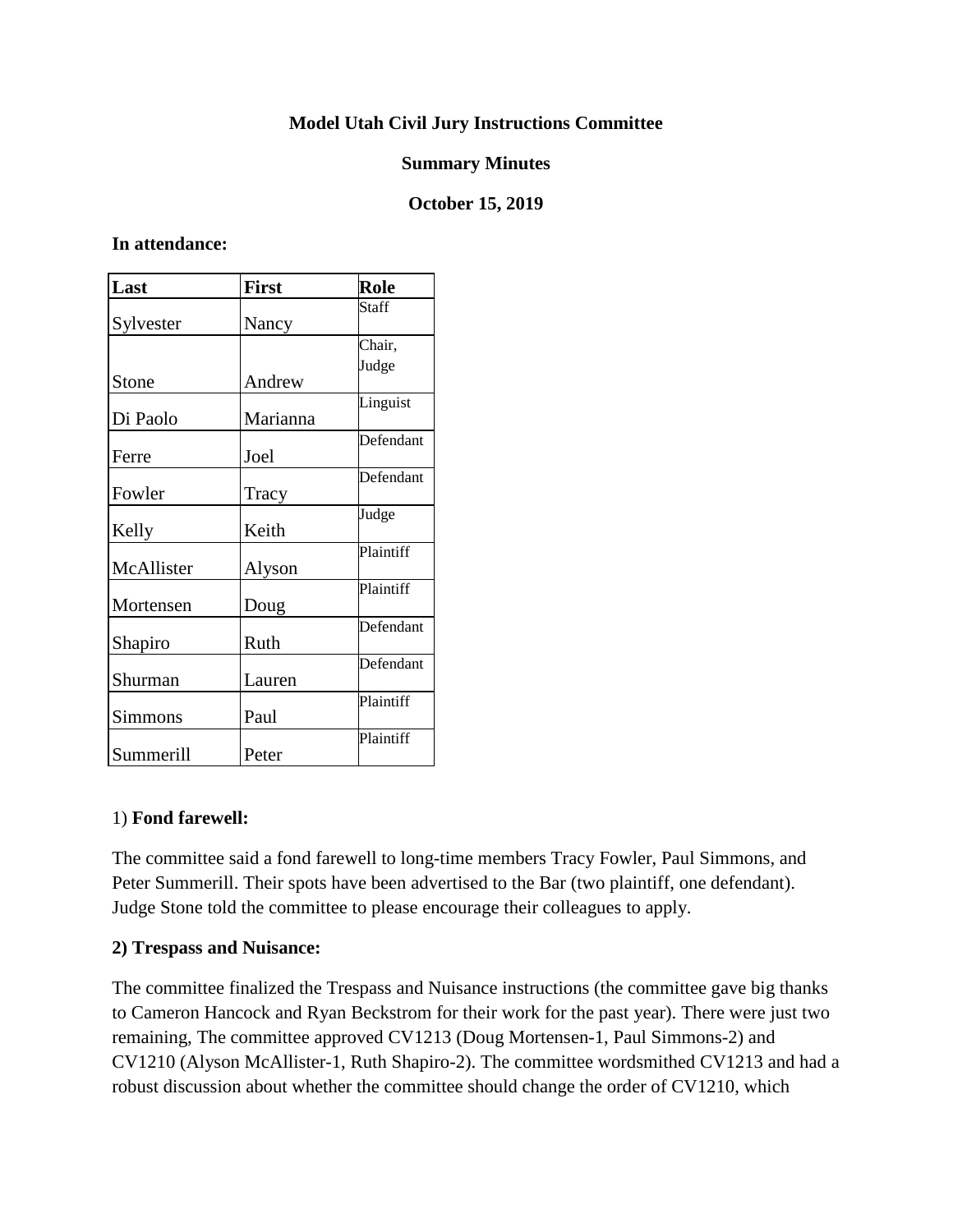**Model Utah Civil Jury Instructions Committee**

**Summary Minutes**

**October 15, 2019**

**In attendance:**

| Last | First | Role |
|---|---|---|
| Sylvester | Nancy | Staff |
| Stone | Andrew | Chair, Judge |
| Di Paolo | Marianna | Linguist |
| Ferre | Joel | Defendant |
| Fowler | Tracy | Defendant |
| Kelly | Keith | Judge |
| McAllister | Alyson | Plaintiff |
| Mortensen | Doug | Plaintiff |
| Shapiro | Ruth | Defendant |
| Shurman | Lauren | Defendant |
| Simmons | Paul | Plaintiff |
| Summerill | Peter | Plaintiff |

1) **Fond farewell:**

The committee said a fond farewell to long-time members Tracy Fowler, Paul Simmons, and Peter Summerill. Their spots have been advertised to the Bar (two plaintiff, one defendant). Judge Stone told the committee to please encourage their colleagues to apply.

**2) Trespass and Nuisance:**

The committee finalized the Trespass and Nuisance instructions (the committee gave big thanks to Cameron Hancock and Ryan Beckstrom for their work for the past year). There were just two remaining, The committee approved CV1213 (Doug Mortensen-1, Paul Simmons-2) and CV1210 (Alyson McAllister-1, Ruth Shapiro-2). The committee wordsmithed CV1213 and had a robust discussion about whether the committee should change the order of CV1210, which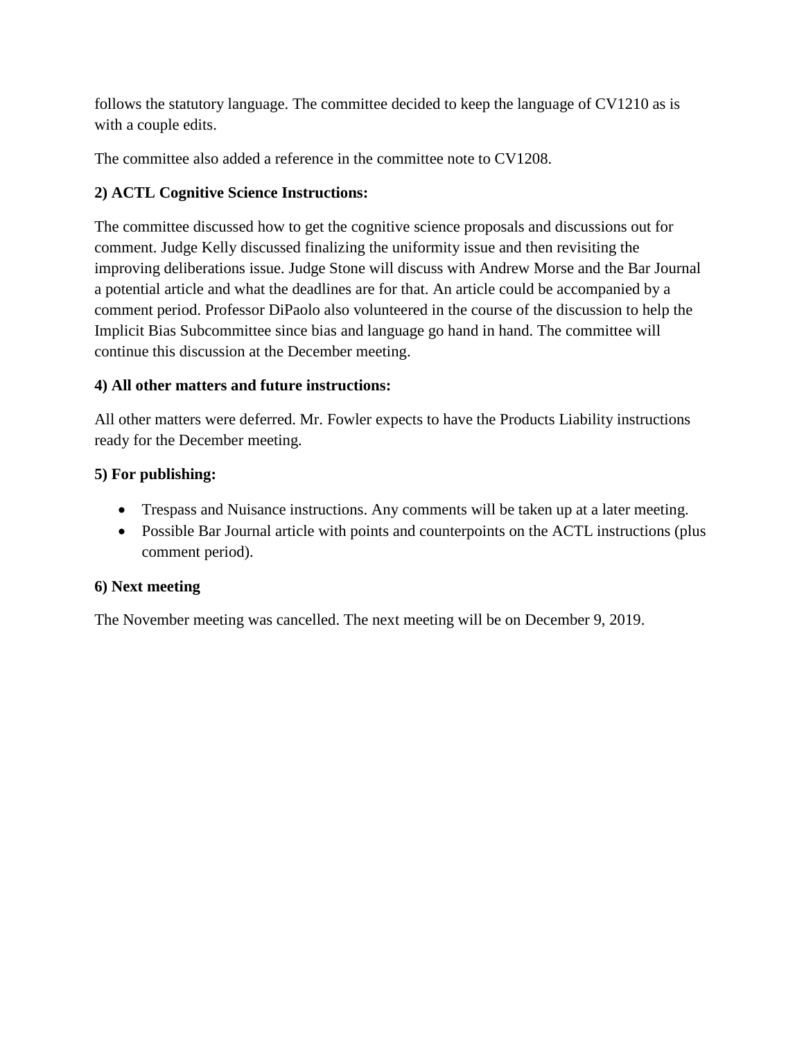follows the statutory language. The committee decided to keep the language of CV1210 as is with a couple edits.

The committee also added a reference in the committee note to CV1208.

**2) ACTL Cognitive Science Instructions:**

The committee discussed how to get the cognitive science proposals and discussions out for comment. Judge Kelly discussed finalizing the uniformity issue and then revisiting the improving deliberations issue. Judge Stone will discuss with Andrew Morse and the Bar Journal a potential article and what the deadlines are for that. An article could be accompanied by a comment period. Professor DiPaolo also volunteered in the course of the discussion to help the Implicit Bias Subcommittee since bias and language go hand in hand. The committee will continue this discussion at the December meeting.

**4) All other matters and future instructions:**

All other matters were deferred. Mr. Fowler expects to have the Products Liability instructions ready for the December meeting.

**5) For publishing:**

- Trespass and Nuisance instructions. Any comments will be taken up at a later meeting.
- Possible Bar Journal article with points and counterpoints on the ACTL instructions (plus comment period).

**6) Next meeting**

The November meeting was cancelled. The next meeting will be on December 9, 2019.